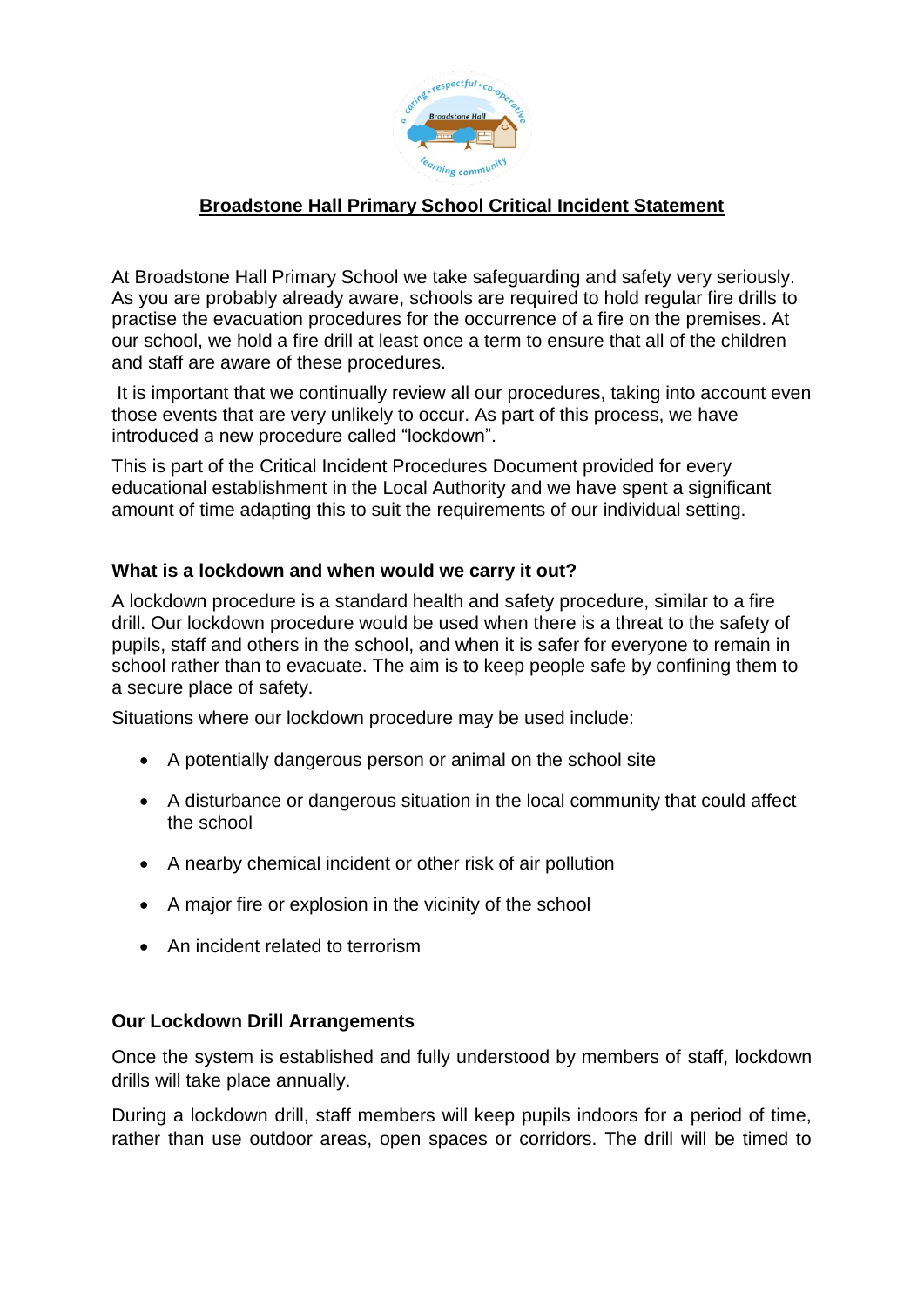# Broadstone Hall Primary School Critical Incident Statement

At Broadstone Hall Primary School we take safeguarding and safety very seriously. As you are probably already aware, schools are required to hold regular fire drills to practise the evacuation procedures for the occurrence of a fire on the premises. At our school, we hold a fire drill at least once a term to ensure that all of the children and staff are aware of these procedures.

It is important that we continually review all our procedures, taking into account even those events that are very unlikely to occur. As part of this process, we have introduced a new procedure called "lockdown".

This is part of the Critical Incident Procedures Document provided for every educational establishment in the Local Authority and we have spent a significant amount of time adapting this to suit the requirements of our individual setting.

### What is a lockdown and when would we carry it out?

A lockdown procedure is a standard health and safety procedure, similar to a fire drill. Our lockdown procedure would be used when there is a threat to the safety of pupils, staff and others in the school, and when it is safer for everyone to remain in school rather than to evacuate. The aim is to keep people safe by confining them to a secure place of safety.

Situations where our lockdown procedure may be used include:

- A potentially dangerous person or animal on the school site
- A disturbance or dangerous situation in the local community that could affect the school
- A nearby chemical incident or other risk of air pollution
- A major fire or explosion in the vicinity of the school
- An incident related to terrorism

### Our Lockdown Drill Arrangements

Once the system is established and fully understood by members of staff, lockdown drills will take place annually.

During a lockdown drill, staff members will keep pupils indoors for a period of time, rather than use outdoor areas, open spaces or corridors. The drill will be timed to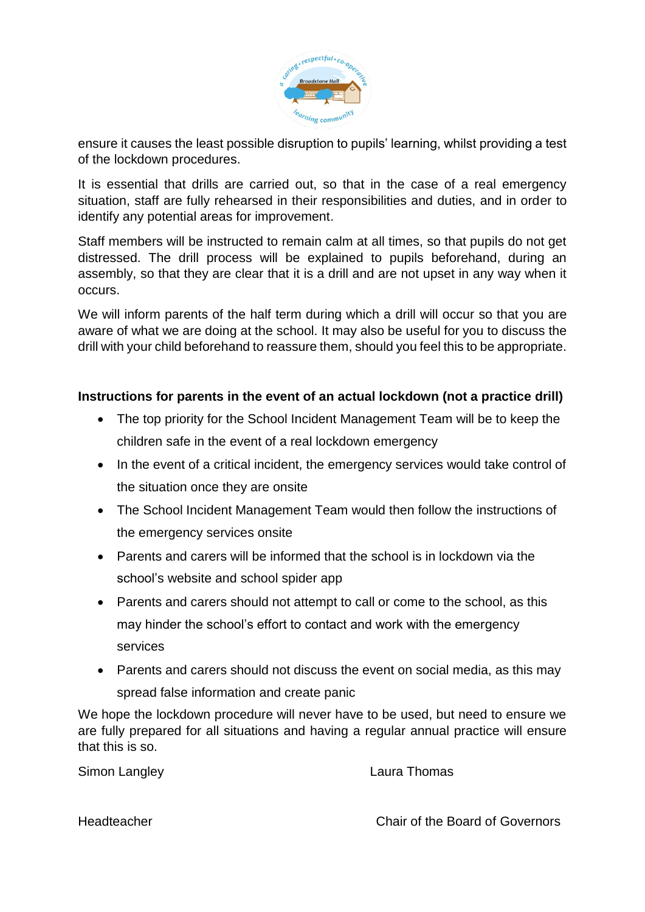ensure it causes the least possible disruption to pupils' learning, whilst providing a test of the lockdown procedures.

It is essential that drills are carried out, so that in the case of a real emergency situation, staff are fully rehearsed in their responsibilities and duties, and in order to identify any potential areas for improvement.

Staff members will be instructed to remain calm at all times, so that pupils do not get distressed. The drill process will be explained to pupils beforehand, during an assembly, so that they are clear that it is a drill and are not upset in any way when it occurs.

We will inform parents of the half term during which a drill will occur so that you are aware of what we are doing at the school. It may also be useful for you to discuss the drill with your child beforehand to reassure them, should you feel this to be appropriate.

**Instructions for parents in the event of an actual lockdown (not a practice drill)**

- The top priority for the School Incident Management Team will be to keep the children safe in the event of a real lockdown emergency
- In the event of a critical incident, the emergency services would take control of the situation once they are onsite
- The School Incident Management Team would then follow the instructions of the emergency services onsite
- Parents and carers will be informed that the school is in lockdown via the school's website and school spider app
- Parents and carers should not attempt to call or come to the school, as this may hinder the school's effort to contact and work with the emergency services
- Parents and carers should not discuss the event on social media, as this may spread false information and create panic

We hope the lockdown procedure will never have to be used, but need to ensure we are fully prepared for all situations and having a regular annual practice will ensure that this is so.

Simon Langley

Headteacher

Laura Thomas

Chair of the Board of Governors